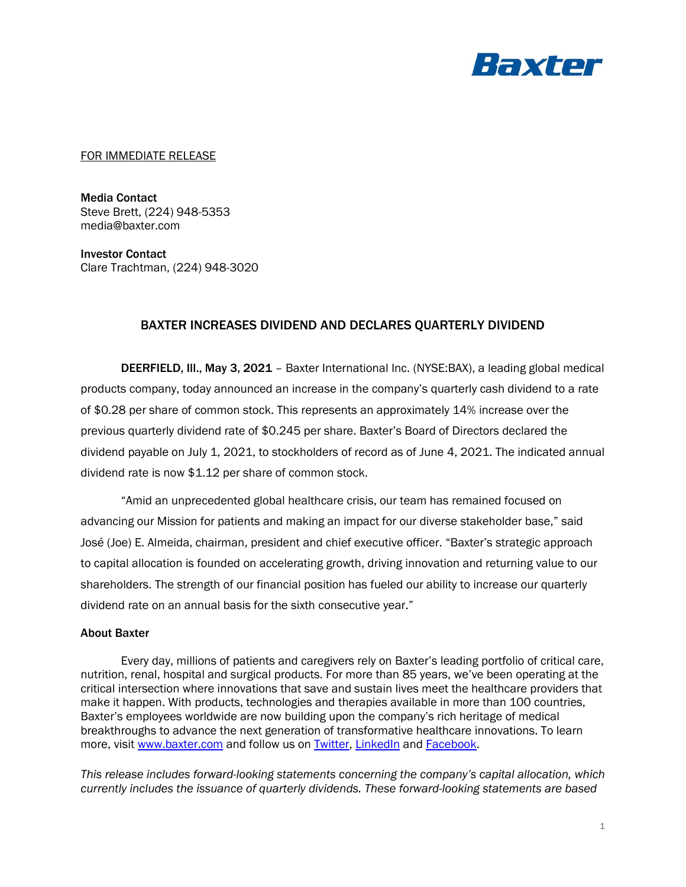FOR IMMEDIATE RELEASE

**Media Contact**
Steve Brett, (224) 948-5353
media@baxter.com

**Investor Contact**
Clare Trachtman, (224) 948-3020

## BAXTER INCREASES DIVIDEND AND DECLARES QUARTERLY DIVIDEND

**DEERFIELD, Ill., May 3, 2021** – Baxter International Inc. (NYSE:BAX), a leading global medical products company, today announced an increase in the company's quarterly cash dividend to a rate of $0.28 per share of common stock. This represents an approximately 14% increase over the previous quarterly dividend rate of $0.245 per share. Baxter's Board of Directors declared the dividend payable on July 1, 2021, to stockholders of record as of June 4, 2021. The indicated annual dividend rate is now $1.12 per share of common stock.

"Amid an unprecedented global healthcare crisis, our team has remained focused on advancing our Mission for patients and making an impact for our diverse stakeholder base," said José (Joe) E. Almeida, chairman, president and chief executive officer. "Baxter's strategic approach to capital allocation is founded on accelerating growth, driving innovation and returning value to our shareholders. The strength of our financial position has fueled our ability to increase our quarterly dividend rate on an annual basis for the sixth consecutive year."

**About Baxter**

Every day, millions of patients and caregivers rely on Baxter's leading portfolio of critical care, nutrition, renal, hospital and surgical products. For more than 85 years, we've been operating at the critical intersection where innovations that save and sustain lives meet the healthcare providers that make it happen. With products, technologies and therapies available in more than 100 countries, Baxter's employees worldwide are now building upon the company's rich heritage of medical breakthroughs to advance the next generation of transformative healthcare innovations. To learn more, visit www.baxter.com and follow us on Twitter, LinkedIn and Facebook.

*This release includes forward-looking statements concerning the company's capital allocation, which currently includes the issuance of quarterly dividends. These forward-looking statements are based*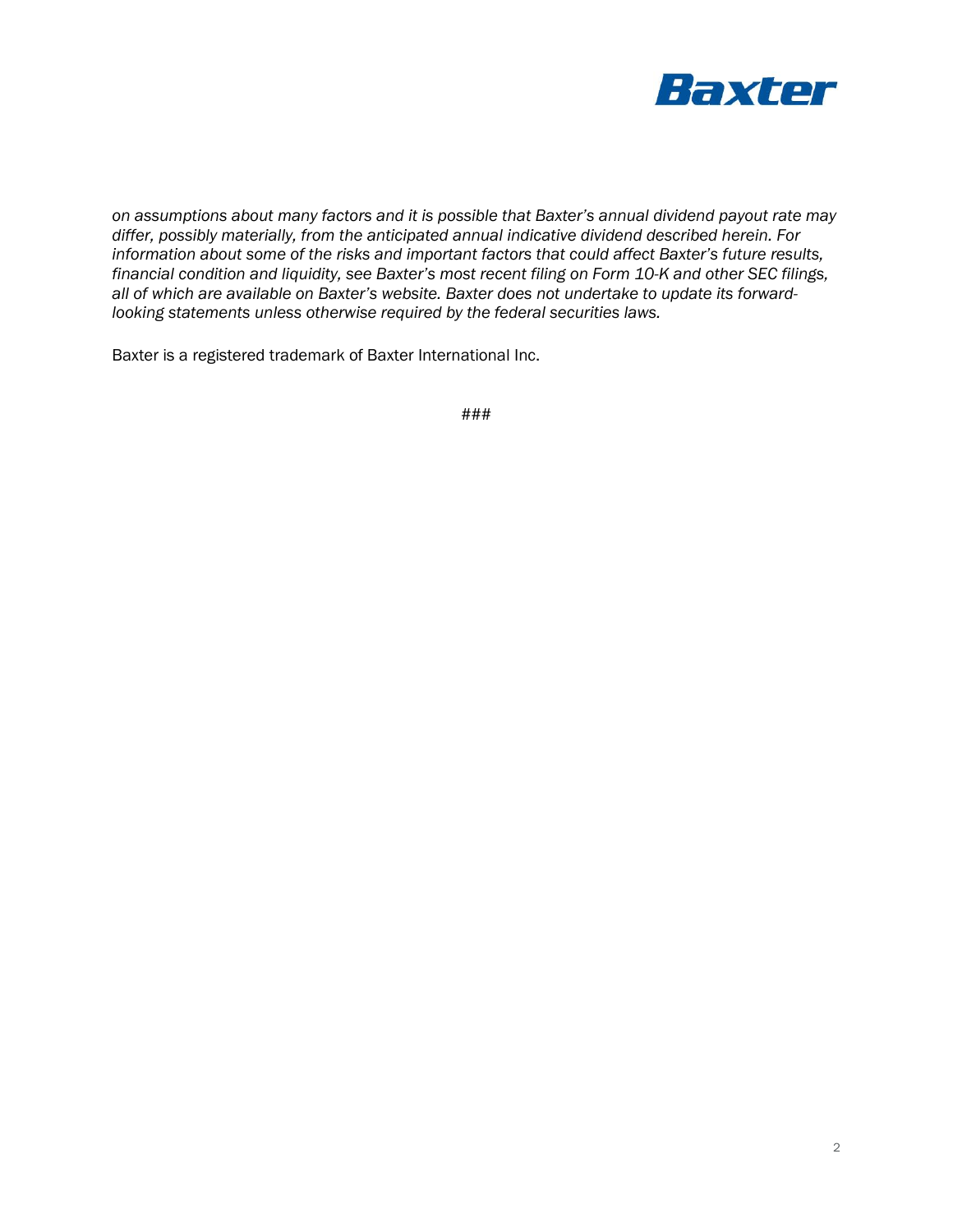*on assumptions about many factors and it is possible that Baxter's annual dividend payout rate may differ, possibly materially, from the anticipated annual indicative dividend described herein. For information about some of the risks and important factors that could affect Baxter's future results, financial condition and liquidity, see Baxter's most recent filing on Form 10-K and other SEC filings, all of which are available on Baxter's website. Baxter does not undertake to update its forward-looking statements unless otherwise required by the federal securities laws.*

Baxter is a registered trademark of Baxter International Inc.

###